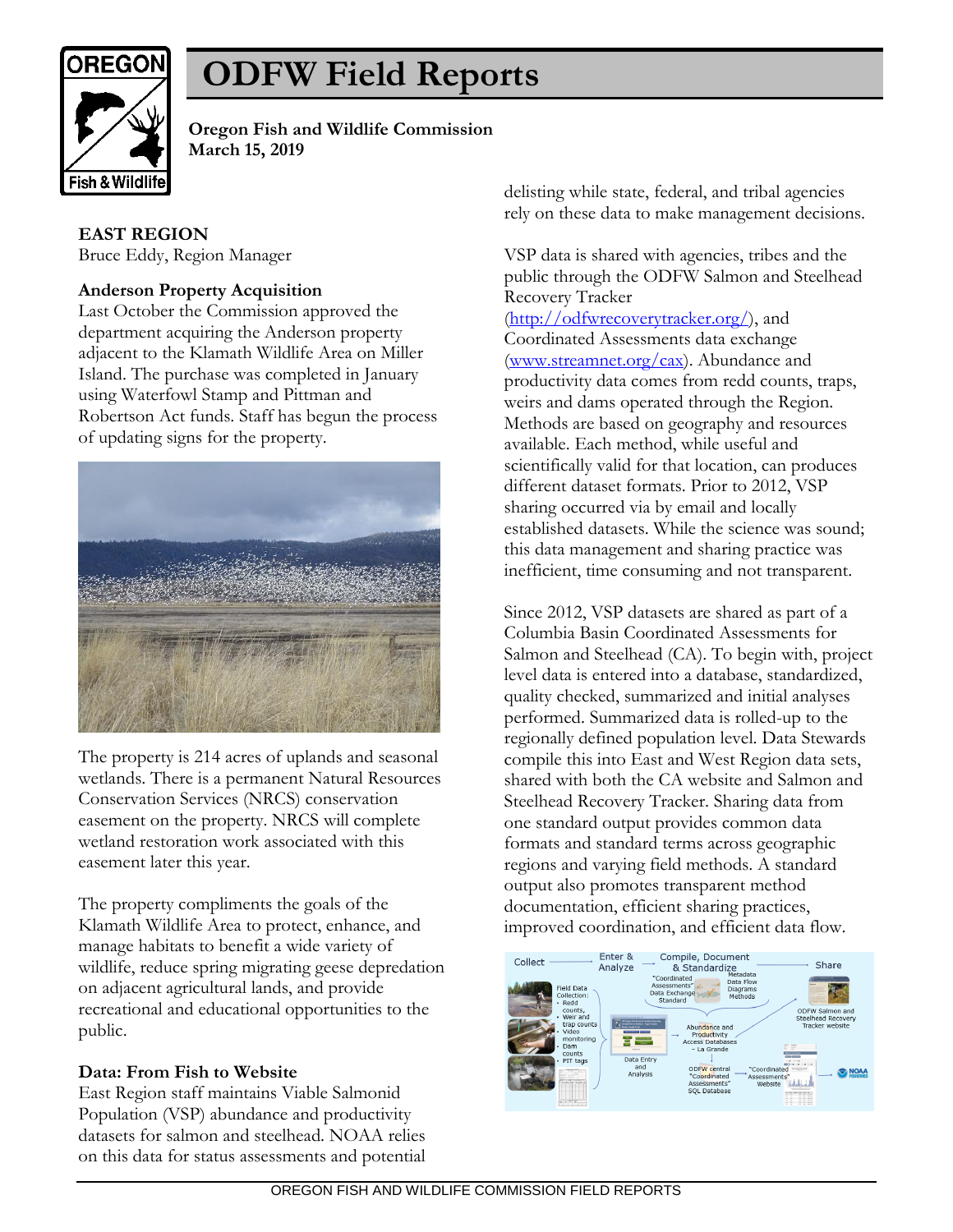# ODFW Field Reports

**Oregon Fish and Wildlife Commission**
**March 15, 2019**

## EAST REGION

Bruce Eddy, Region Manager

### Anderson Property Acquisition

Last October the Commission approved the department acquiring the Anderson property adjacent to the Klamath Wildlife Area on Miller Island. The purchase was completed in January using Waterfowl Stamp and Pittman and Robertson Act funds. Staff has begun the process of updating signs for the property.

The property is 214 acres of uplands and seasonal wetlands. There is a permanent Natural Resources Conservation Services (NRCS) conservation easement on the property. NRCS will complete wetland restoration work associated with this easement later this year.

The property compliments the goals of the Klamath Wildlife Area to protect, enhance, and manage habitats to benefit a wide variety of wildlife, reduce spring migrating geese depredation on adjacent agricultural lands, and provide recreational and educational opportunities to the public.

### Data: From Fish to Website

East Region staff maintains Viable Salmonid Population (VSP) abundance and productivity datasets for salmon and steelhead. NOAA relies on this data for status assessments and potential delisting while state, federal, and tribal agencies rely on these data to make management decisions.

VSP data is shared with agencies, tribes and the public through the ODFW Salmon and Steelhead Recovery Tracker (http://odfwrecoverytracker.org/), and Coordinated Assessments data exchange (www.streamnet.org/cax). Abundance and productivity data comes from redd counts, traps, weirs and dams operated through the Region. Methods are based on geography and resources available. Each method, while useful and scientifically valid for that location, can produces different dataset formats. Prior to 2012, VSP sharing occurred via by email and locally established datasets. While the science was sound; this data management and sharing practice was inefficient, time consuming and not transparent.

Since 2012, VSP datasets are shared as part of a Columbia Basin Coordinated Assessments for Salmon and Steelhead (CA). To begin with, project level data is entered into a database, standardized, quality checked, summarized and initial analyses performed. Summarized data is rolled-up to the regionally defined population level. Data Stewards compile this into East and West Region data sets, shared with both the CA website and Salmon and Steelhead Recovery Tracker. Sharing data from one standard output provides common data formats and standard terms across geographic regions and varying field methods. A standard output also promotes transparent method documentation, efficient sharing practices, improved coordination, and efficient data flow.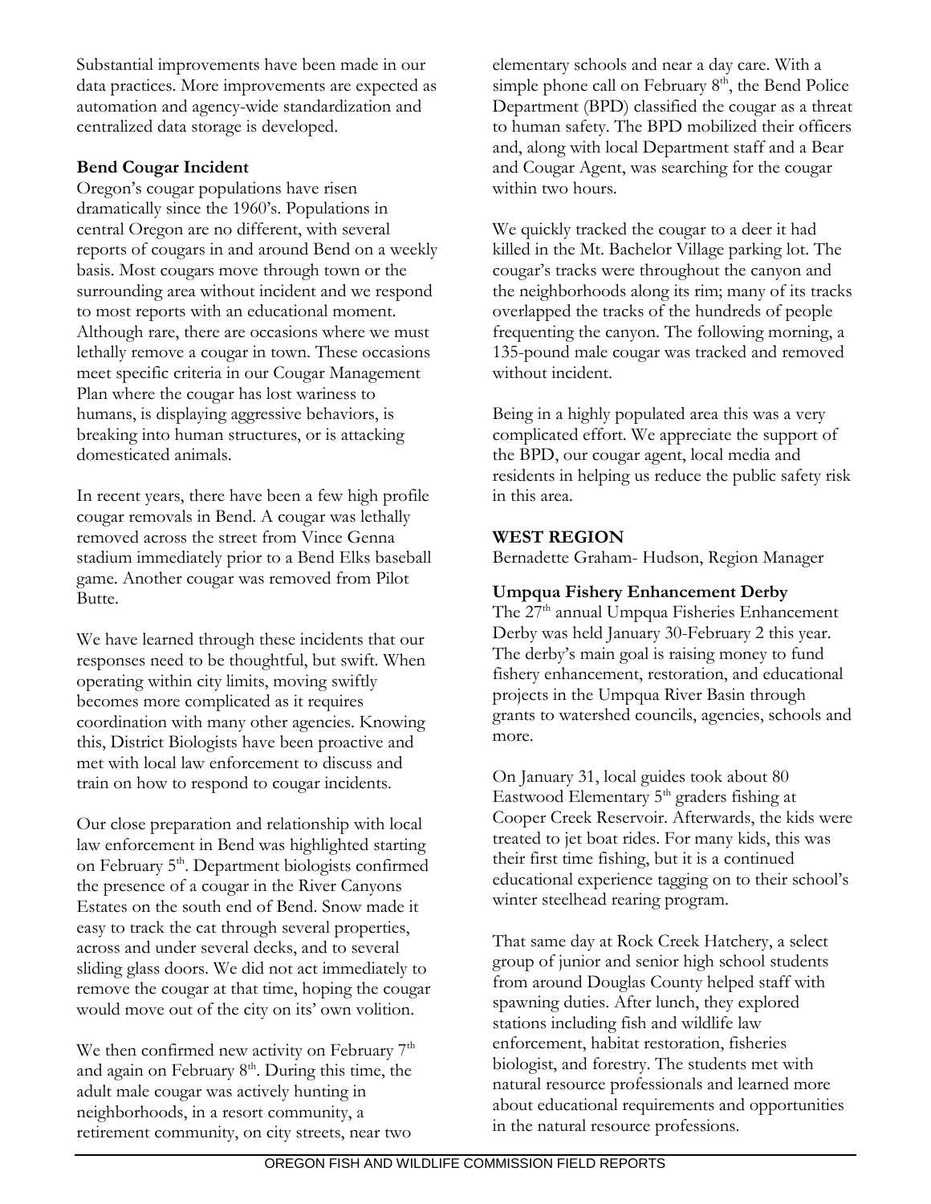Substantial improvements have been made in our data practices. More improvements are expected as automation and agency-wide standardization and centralized data storage is developed.

**Bend Cougar Incident**

Oregon's cougar populations have risen dramatically since the 1960's. Populations in central Oregon are no different, with several reports of cougars in and around Bend on a weekly basis. Most cougars move through town or the surrounding area without incident and we respond to most reports with an educational moment. Although rare, there are occasions where we must lethally remove a cougar in town. These occasions meet specific criteria in our Cougar Management Plan where the cougar has lost wariness to humans, is displaying aggressive behaviors, is breaking into human structures, or is attacking domesticated animals.

In recent years, there have been a few high profile cougar removals in Bend. A cougar was lethally removed across the street from Vince Genna stadium immediately prior to a Bend Elks baseball game. Another cougar was removed from Pilot Butte.

We have learned through these incidents that our responses need to be thoughtful, but swift. When operating within city limits, moving swiftly becomes more complicated as it requires coordination with many other agencies. Knowing this, District Biologists have been proactive and met with local law enforcement to discuss and train on how to respond to cougar incidents.

Our close preparation and relationship with local law enforcement in Bend was highlighted starting on February 5th. Department biologists confirmed the presence of a cougar in the River Canyons Estates on the south end of Bend. Snow made it easy to track the cat through several properties, across and under several decks, and to several sliding glass doors. We did not act immediately to remove the cougar at that time, hoping the cougar would move out of the city on its' own volition.

We then confirmed new activity on February 7th and again on February 8th. During this time, the adult male cougar was actively hunting in neighborhoods, in a resort community, a retirement community, on city streets, near two elementary schools and near a day care. With a simple phone call on February 8th, the Bend Police Department (BPD) classified the cougar as a threat to human safety. The BPD mobilized their officers and, along with local Department staff and a Bear and Cougar Agent, was searching for the cougar within two hours.

We quickly tracked the cougar to a deer it had killed in the Mt. Bachelor Village parking lot. The cougar's tracks were throughout the canyon and the neighborhoods along its rim; many of its tracks overlapped the tracks of the hundreds of people frequenting the canyon. The following morning, a 135-pound male cougar was tracked and removed without incident.

Being in a highly populated area this was a very complicated effort. We appreciate the support of the BPD, our cougar agent, local media and residents in helping us reduce the public safety risk in this area.

## WEST REGION

Bernadette Graham- Hudson, Region Manager

**Umpqua Fishery Enhancement Derby**

The 27th annual Umpqua Fisheries Enhancement Derby was held January 30-February 2 this year. The derby's main goal is raising money to fund fishery enhancement, restoration, and educational projects in the Umpqua River Basin through grants to watershed councils, agencies, schools and more.

On January 31, local guides took about 80 Eastwood Elementary 5th graders fishing at Cooper Creek Reservoir. Afterwards, the kids were treated to jet boat rides. For many kids, this was their first time fishing, but it is a continued educational experience tagging on to their school's winter steelhead rearing program.

That same day at Rock Creek Hatchery, a select group of junior and senior high school students from around Douglas County helped staff with spawning duties. After lunch, they explored stations including fish and wildlife law enforcement, habitat restoration, fisheries biologist, and forestry. The students met with natural resource professionals and learned more about educational requirements and opportunities in the natural resource professions.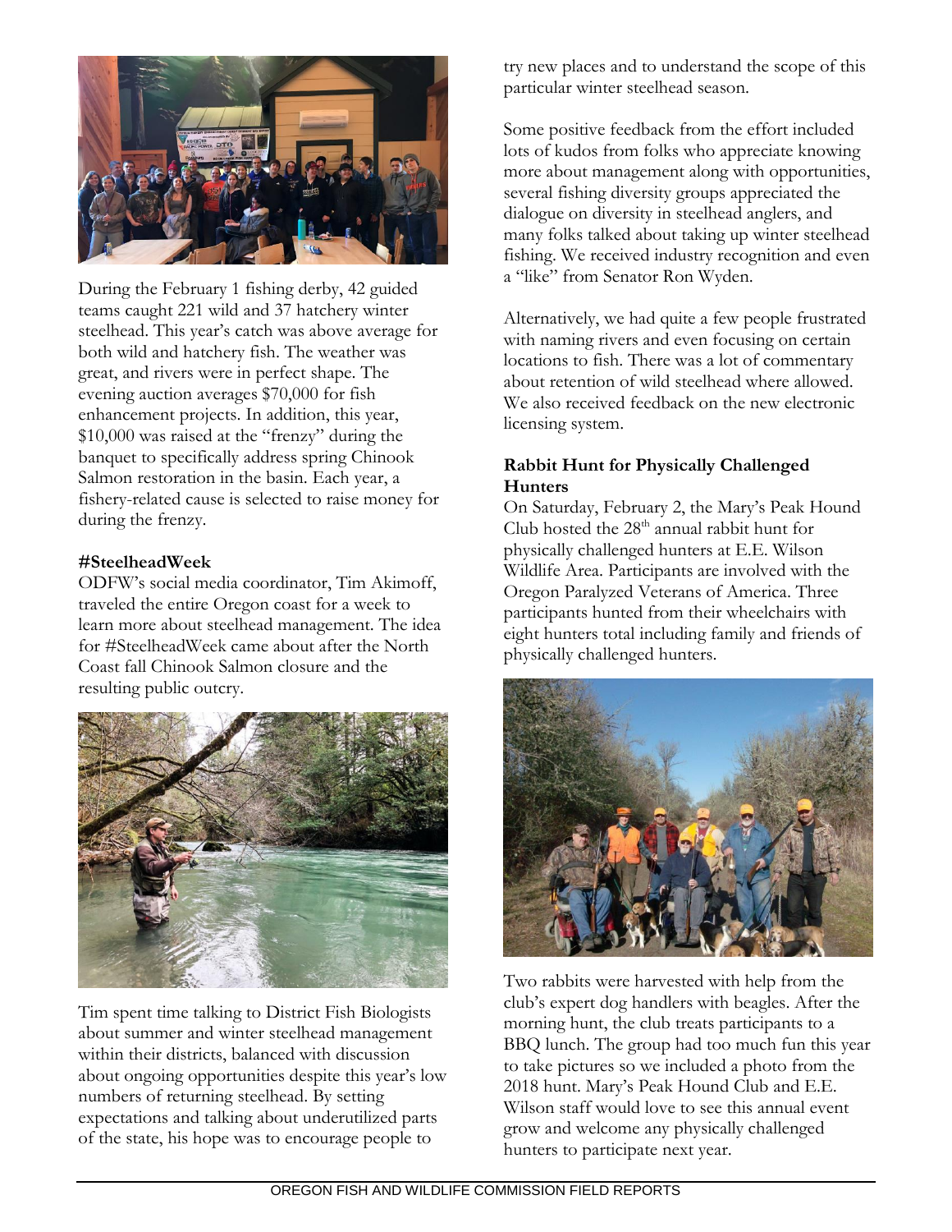During the February 1 fishing derby, 42 guided teams caught 221 wild and 37 hatchery winter steelhead. This year's catch was above average for both wild and hatchery fish. The weather was great, and rivers were in perfect shape. The evening auction averages $70,000 for fish enhancement projects. In addition, this year, $10,000 was raised at the "frenzy" during the banquet to specifically address spring Chinook Salmon restoration in the basin. Each year, a fishery-related cause is selected to raise money for during the frenzy.

### #SteelheadWeek

ODFW's social media coordinator, Tim Akimoff, traveled the entire Oregon coast for a week to learn more about steelhead management. The idea for #SteelheadWeek came about after the North Coast fall Chinook Salmon closure and the resulting public outcry.

Tim spent time talking to District Fish Biologists about summer and winter steelhead management within their districts, balanced with discussion about ongoing opportunities despite this year's low numbers of returning steelhead. By setting expectations and talking about underutilized parts of the state, his hope was to encourage people to try new places and to understand the scope of this particular winter steelhead season.

Some positive feedback from the effort included lots of kudos from folks who appreciate knowing more about management along with opportunities, several fishing diversity groups appreciated the dialogue on diversity in steelhead anglers, and many folks talked about taking up winter steelhead fishing. We received industry recognition and even a "like" from Senator Ron Wyden.

Alternatively, we had quite a few people frustrated with naming rivers and even focusing on certain locations to fish. There was a lot of commentary about retention of wild steelhead where allowed. We also received feedback on the new electronic licensing system.

### Rabbit Hunt for Physically Challenged Hunters

On Saturday, February 2, the Mary's Peak Hound Club hosted the 28th annual rabbit hunt for physically challenged hunters at E.E. Wilson Wildlife Area. Participants are involved with the Oregon Paralyzed Veterans of America. Three participants hunted from their wheelchairs with eight hunters total including family and friends of physically challenged hunters.

Two rabbits were harvested with help from the club's expert dog handlers with beagles. After the morning hunt, the club treats participants to a BBQ lunch. The group had too much fun this year to take pictures so we included a photo from the 2018 hunt. Mary's Peak Hound Club and E.E. Wilson staff would love to see this annual event grow and welcome any physically challenged hunters to participate next year.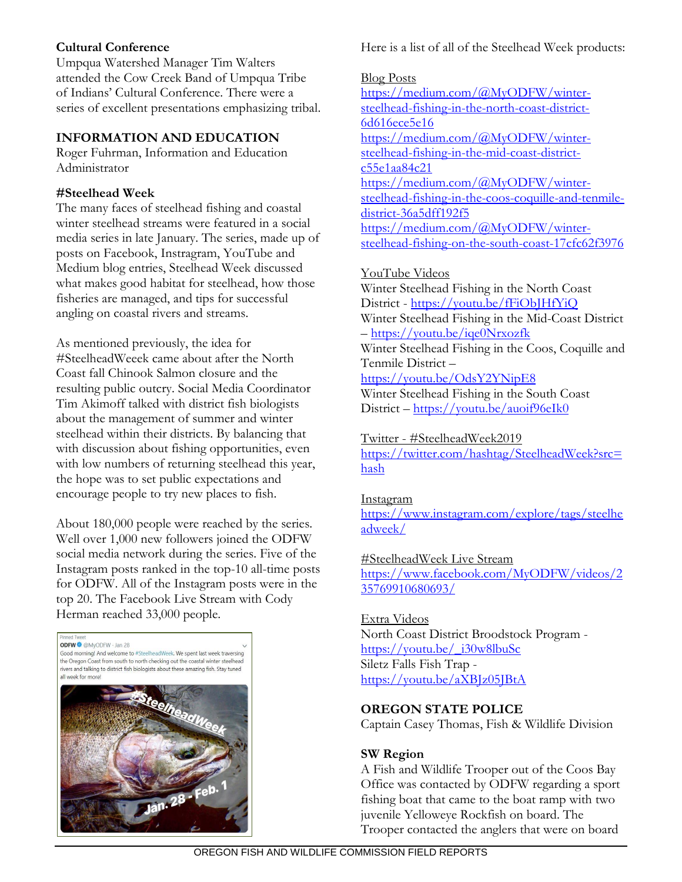**Cultural Conference**
Umpqua Watershed Manager Tim Walters attended the Cow Creek Band of Umpqua Tribe of Indians' Cultural Conference. There were a series of excellent presentations emphasizing tribal.

**INFORMATION AND EDUCATION**
Roger Fuhrman, Information and Education Administrator

**#Steelhead Week**
The many faces of steelhead fishing and coastal winter steelhead streams were featured in a social media series in late January. The series, made up of posts on Facebook, Instragram, YouTube and Medium blog entries, Steelhead Week discussed what makes good habitat for steelhead, how those fisheries are managed, and tips for successful angling on coastal rivers and streams.

As mentioned previously, the idea for #SteelheadWeeek came about after the North Coast fall Chinook Salmon closure and the resulting public outcry. Social Media Coordinator Tim Akimoff talked with district fish biologists about the management of summer and winter steelhead within their districts. By balancing that with discussion about fishing opportunities, even with low numbers of returning steelhead this year, the hope was to set public expectations and encourage people to try new places to fish.

About 180,000 people were reached by the series. Well over 1,000 new followers joined the ODFW social media network during the series. Five of the Instagram posts ranked in the top-10 all-time posts for ODFW. All of the Instagram posts were in the top 20. The Facebook Live Stream with Cody Herman reached 33,000 people.

Here is a list of all of the Steelhead Week products:

Blog Posts
https://medium.com/@MyODFW/winter-steelhead-fishing-in-the-north-coast-district-6d616ece5e16
https://medium.com/@MyODFW/winter-steelhead-fishing-in-the-mid-coast-district-c55e1aa84c21
https://medium.com/@MyODFW/winter-steelhead-fishing-in-the-coos-coquille-and-tenmile-district-36a5dff192f5
https://medium.com/@MyODFW/winter-steelhead-fishing-on-the-south-coast-17cfc62f3976

YouTube Videos
Winter Steelhead Fishing in the North Coast District - https://youtu.be/fFiObJHfYiQ
Winter Steelhead Fishing in the Mid-Coast District – https://youtu.be/iqe0Nrxozfk
Winter Steelhead Fishing in the Coos, Coquille and Tenmile District – https://youtu.be/OdsY2YNipE8
Winter Steelhead Fishing in the South Coast District – https://youtu.be/auoif96eIk0

Twitter - #SteelheadWeek2019
https://twitter.com/hashtag/SteelheadWeek?src=hash

Instagram
https://www.instagram.com/explore/tags/steelheadweek/

#SteelheadWeek Live Stream
https://www.facebook.com/MyODFW/videos/2357699106806​93/

Extra Videos
North Coast District Broodstock Program - https://youtu.be/_i30w8lbuSc
Siletz Falls Fish Trap - https://youtu.be/aXBJz05JBtA

**OREGON STATE POLICE**
Captain Casey Thomas, Fish & Wildlife Division

**SW Region**
A Fish and Wildlife Trooper out of the Coos Bay Office was contacted by ODFW regarding a sport fishing boat that came to the boat ramp with two juvenile Yelloweye Rockfish on board. The Trooper contacted the anglers that were on board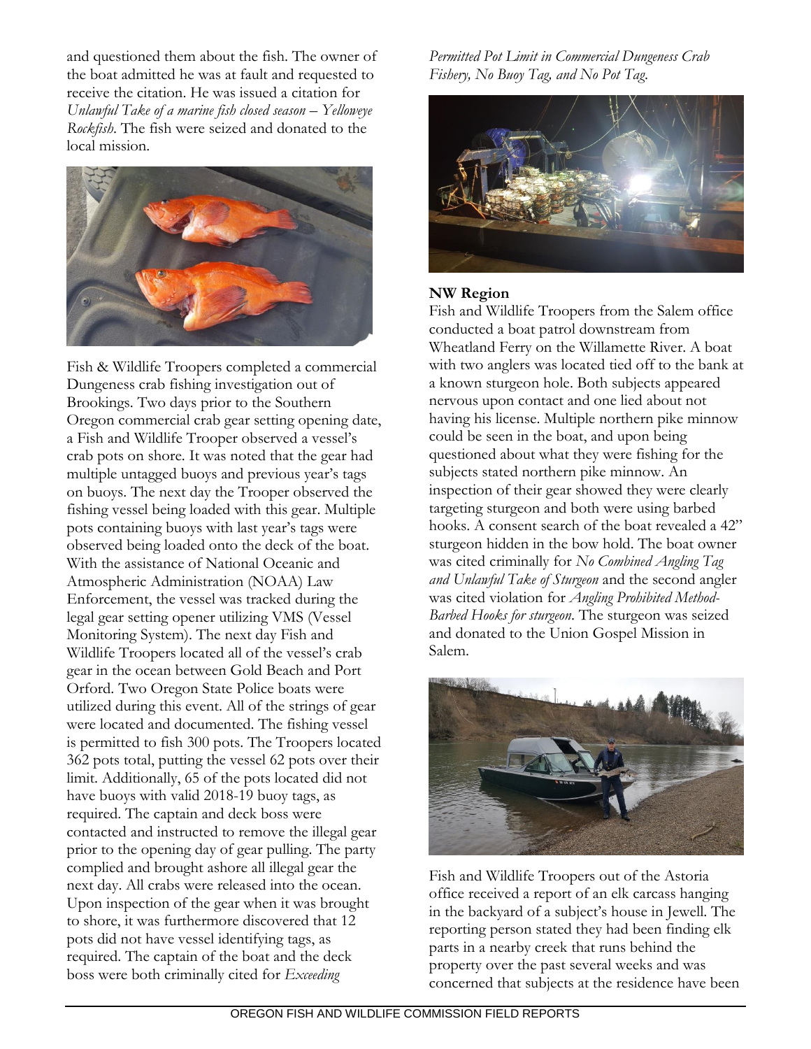and questioned them about the fish. The owner of the boat admitted he was at fault and requested to receive the citation. He was issued a citation for *Unlawful Take of a marine fish closed season – Yelloweye Rockfish*. The fish were seized and donated to the local mission.

Fish & Wildlife Troopers completed a commercial Dungeness crab fishing investigation out of Brookings. Two days prior to the Southern Oregon commercial crab gear setting opening date, a Fish and Wildlife Trooper observed a vessel's crab pots on shore. It was noted that the gear had multiple untagged buoys and previous year's tags on buoys. The next day the Trooper observed the fishing vessel being loaded with this gear. Multiple pots containing buoys with last year's tags were observed being loaded onto the deck of the boat. With the assistance of National Oceanic and Atmospheric Administration (NOAA) Law Enforcement, the vessel was tracked during the legal gear setting opener utilizing VMS (Vessel Monitoring System). The next day Fish and Wildlife Troopers located all of the vessel's crab gear in the ocean between Gold Beach and Port Orford. Two Oregon State Police boats were utilized during this event. All of the strings of gear were located and documented. The fishing vessel is permitted to fish 300 pots. The Troopers located 362 pots total, putting the vessel 62 pots over their limit. Additionally, 65 of the pots located did not have buoys with valid 2018-19 buoy tags, as required. The captain and deck boss were contacted and instructed to remove the illegal gear prior to the opening day of gear pulling. The party complied and brought ashore all illegal gear the next day. All crabs were released into the ocean. Upon inspection of the gear when it was brought to shore, it was furthermore discovered that 12 pots did not have vessel identifying tags, as required. The captain of the boat and the deck boss were both criminally cited for *Exceeding Permitted Pot Limit in Commercial Dungeness Crab Fishery, No Buoy Tag, and No Pot Tag.*

**NW Region**

Fish and Wildlife Troopers from the Salem office conducted a boat patrol downstream from Wheatland Ferry on the Willamette River. A boat with two anglers was located tied off to the bank at a known sturgeon hole. Both subjects appeared nervous upon contact and one lied about not having his license. Multiple northern pike minnow could be seen in the boat, and upon being questioned about what they were fishing for the subjects stated northern pike minnow. An inspection of their gear showed they were clearly targeting sturgeon and both were using barbed hooks. A consent search of the boat revealed a 42" sturgeon hidden in the bow hold. The boat owner was cited criminally for *No Combined Angling Tag and Unlawful Take of Sturgeon* and the second angler was cited violation for *Angling Prohibited Method-Barbed Hooks for sturgeon*. The sturgeon was seized and donated to the Union Gospel Mission in Salem.

Fish and Wildlife Troopers out of the Astoria office received a report of an elk carcass hanging in the backyard of a subject's house in Jewell. The reporting person stated they had been finding elk parts in a nearby creek that runs behind the property over the past several weeks and was concerned that subjects at the residence have been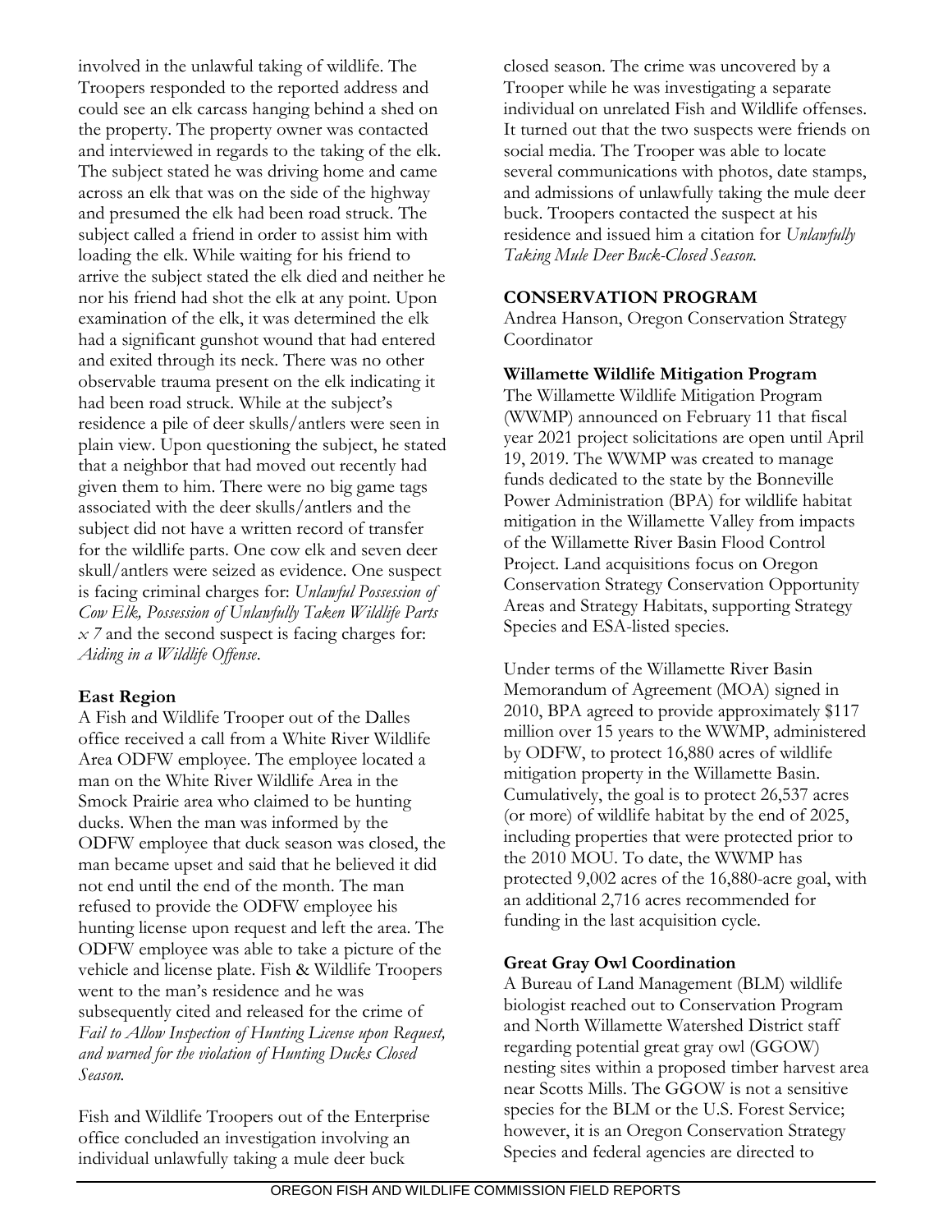involved in the unlawful taking of wildlife. The Troopers responded to the reported address and could see an elk carcass hanging behind a shed on the property. The property owner was contacted and interviewed in regards to the taking of the elk. The subject stated he was driving home and came across an elk that was on the side of the highway and presumed the elk had been road struck. The subject called a friend in order to assist him with loading the elk. While waiting for his friend to arrive the subject stated the elk died and neither he nor his friend had shot the elk at any point. Upon examination of the elk, it was determined the elk had a significant gunshot wound that had entered and exited through its neck. There was no other observable trauma present on the elk indicating it had been road struck. While at the subject's residence a pile of deer skulls/antlers were seen in plain view. Upon questioning the subject, he stated that a neighbor that had moved out recently had given them to him. There were no big game tags associated with the deer skulls/antlers and the subject did not have a written record of transfer for the wildlife parts. One cow elk and seven deer skull/antlers were seized as evidence. One suspect is facing criminal charges for: *Unlawful Possession of Cow Elk, Possession of Unlawfully Taken Wildlife Parts x 7* and the second suspect is facing charges for: *Aiding in a Wildlife Offense*.

**East Region**

A Fish and Wildlife Trooper out of the Dalles office received a call from a White River Wildlife Area ODFW employee. The employee located a man on the White River Wildlife Area in the Smock Prairie area who claimed to be hunting ducks. When the man was informed by the ODFW employee that duck season was closed, the man became upset and said that he believed it did not end until the end of the month. The man refused to provide the ODFW employee his hunting license upon request and left the area. The ODFW employee was able to take a picture of the vehicle and license plate. Fish & Wildlife Troopers went to the man's residence and he was subsequently cited and released for the crime of *Fail to Allow Inspection of Hunting License upon Request, and warned for the violation of Hunting Ducks Closed Season.*

Fish and Wildlife Troopers out of the Enterprise office concluded an investigation involving an individual unlawfully taking a mule deer buck closed season. The crime was uncovered by a Trooper while he was investigating a separate individual on unrelated Fish and Wildlife offenses. It turned out that the two suspects were friends on social media. The Trooper was able to locate several communications with photos, date stamps, and admissions of unlawfully taking the mule deer buck. Troopers contacted the suspect at his residence and issued him a citation for *Unlawfully Taking Mule Deer Buck-Closed Season.*

**CONSERVATION PROGRAM**

Andrea Hanson, Oregon Conservation Strategy Coordinator

**Willamette Wildlife Mitigation Program**

The Willamette Wildlife Mitigation Program (WWMP) announced on February 11 that fiscal year 2021 project solicitations are open until April 19, 2019. The WWMP was created to manage funds dedicated to the state by the Bonneville Power Administration (BPA) for wildlife habitat mitigation in the Willamette Valley from impacts of the Willamette River Basin Flood Control Project. Land acquisitions focus on Oregon Conservation Strategy Conservation Opportunity Areas and Strategy Habitats, supporting Strategy Species and ESA-listed species.

Under terms of the Willamette River Basin Memorandum of Agreement (MOA) signed in 2010, BPA agreed to provide approximately $117 million over 15 years to the WWMP, administered by ODFW, to protect 16,880 acres of wildlife mitigation property in the Willamette Basin. Cumulatively, the goal is to protect 26,537 acres (or more) of wildlife habitat by the end of 2025, including properties that were protected prior to the 2010 MOU. To date, the WWMP has protected 9,002 acres of the 16,880-acre goal, with an additional 2,716 acres recommended for funding in the last acquisition cycle.

**Great Gray Owl Coordination**

A Bureau of Land Management (BLM) wildlife biologist reached out to Conservation Program and North Willamette Watershed District staff regarding potential great gray owl (GGOW) nesting sites within a proposed timber harvest area near Scotts Mills. The GGOW is not a sensitive species for the BLM or the U.S. Forest Service; however, it is an Oregon Conservation Strategy Species and federal agencies are directed to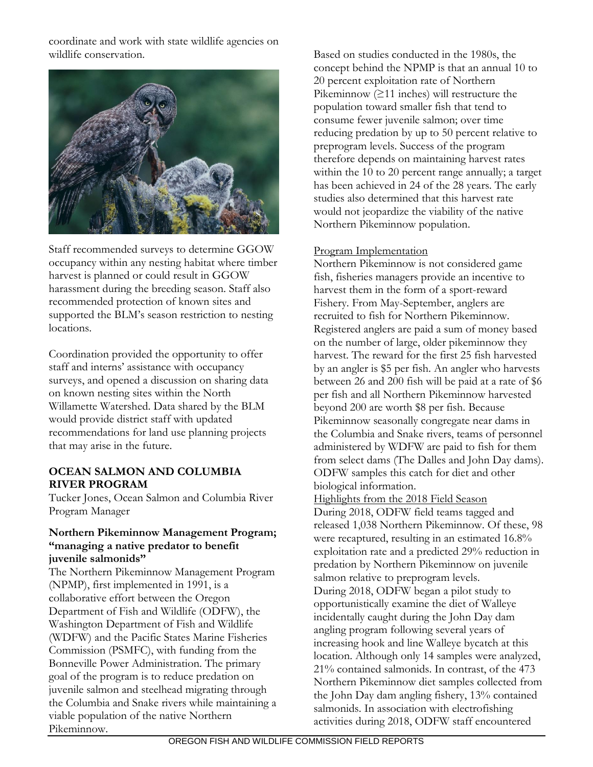coordinate and work with state wildlife agencies on wildlife conservation.

Staff recommended surveys to determine GGOW occupancy within any nesting habitat where timber harvest is planned or could result in GGOW harassment during the breeding season. Staff also recommended protection of known sites and supported the BLM's season restriction to nesting locations.

Coordination provided the opportunity to offer staff and interns' assistance with occupancy surveys, and opened a discussion on sharing data on known nesting sites within the North Willamette Watershed. Data shared by the BLM would provide district staff with updated recommendations for land use planning projects that may arise in the future.

## OCEAN SALMON AND COLUMBIA RIVER PROGRAM

Tucker Jones, Ocean Salmon and Columbia River Program Manager

### Northern Pikeminnow Management Program; "managing a native predator to benefit juvenile salmonids"

The Northern Pikeminnow Management Program (NPMP), first implemented in 1991, is a collaborative effort between the Oregon Department of Fish and Wildlife (ODFW), the Washington Department of Fish and Wildlife (WDFW) and the Pacific States Marine Fisheries Commission (PSMFC), with funding from the Bonneville Power Administration. The primary goal of the program is to reduce predation on juvenile salmon and steelhead migrating through the Columbia and Snake rivers while maintaining a viable population of the native Northern Pikeminnow.

Based on studies conducted in the 1980s, the concept behind the NPMP is that an annual 10 to 20 percent exploitation rate of Northern Pikeminnow (≥11 inches) will restructure the population toward smaller fish that tend to consume fewer juvenile salmon; over time reducing predation by up to 50 percent relative to preprogram levels. Success of the program therefore depends on maintaining harvest rates within the 10 to 20 percent range annually; a target has been achieved in 24 of the 28 years. The early studies also determined that this harvest rate would not jeopardize the viability of the native Northern Pikeminnow population.

Program Implementation

Northern Pikeminnow is not considered game fish, fisheries managers provide an incentive to harvest them in the form of a sport-reward Fishery. From May-September, anglers are recruited to fish for Northern Pikeminnow. Registered anglers are paid a sum of money based on the number of large, older pikeminnow they harvest. The reward for the first 25 fish harvested by an angler is $5 per fish. An angler who harvests between 26 and 200 fish will be paid at a rate of $6 per fish and all Northern Pikeminnow harvested beyond 200 are worth $8 per fish. Because Pikeminnow seasonally congregate near dams in the Columbia and Snake rivers, teams of personnel administered by WDFW are paid to fish for them from select dams (The Dalles and John Day dams). ODFW samples this catch for diet and other biological information.

Highlights from the 2018 Field Season

During 2018, ODFW field teams tagged and released 1,038 Northern Pikeminnow. Of these, 98 were recaptured, resulting in an estimated 16.8% exploitation rate and a predicted 29% reduction in predation by Northern Pikeminnow on juvenile salmon relative to preprogram levels.

During 2018, ODFW began a pilot study to opportunistically examine the diet of Walleye incidentally caught during the John Day dam angling program following several years of increasing hook and line Walleye bycatch at this location. Although only 14 samples were analyzed, 21% contained salmonids. In contrast, of the 473 Northern Pikeminnow diet samples collected from the John Day dam angling fishery, 13% contained salmonids. In association with electrofishing activities during 2018, ODFW staff encountered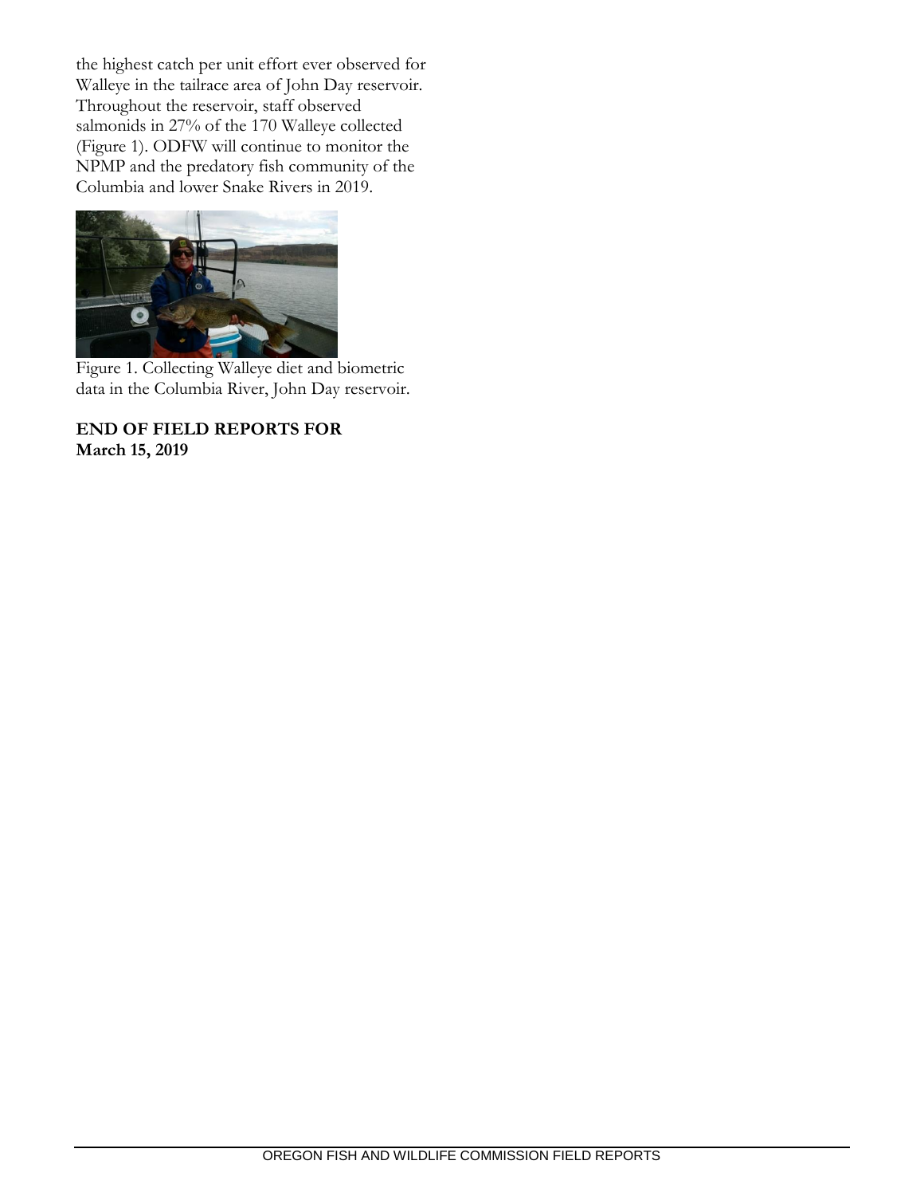the highest catch per unit effort ever observed for Walleye in the tailrace area of John Day reservoir. Throughout the reservoir, staff observed salmonids in 27% of the 170 Walleye collected (Figure 1). ODFW will continue to monitor the NPMP and the predatory fish community of the Columbia and lower Snake Rivers in 2019.

Figure 1. Collecting Walleye diet and biometric data in the Columbia River, John Day reservoir.

**END OF FIELD REPORTS FOR March 15, 2019**